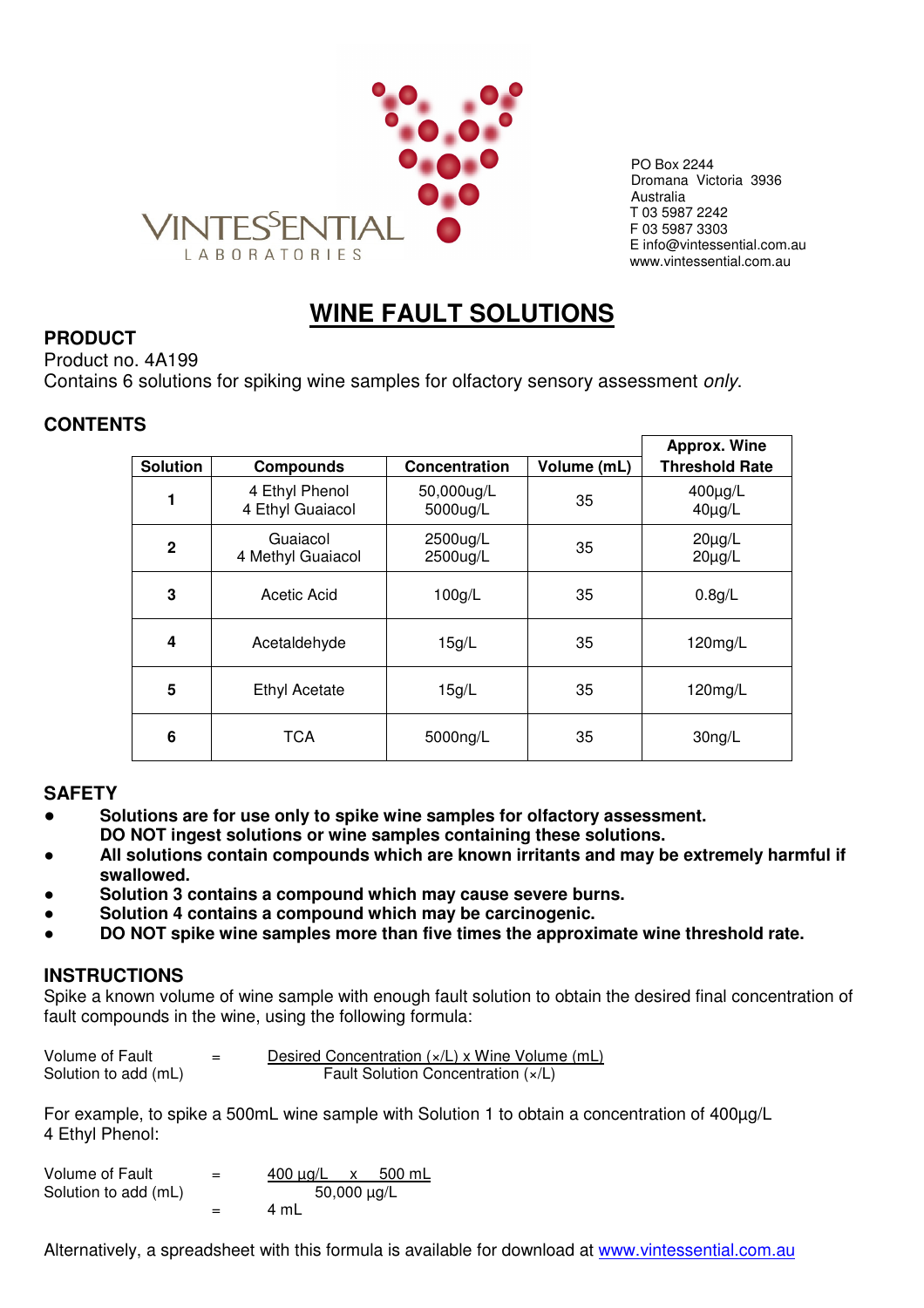VINTESSENTIAL LABORATORIES

PO Box 2244
Dromana Victoria 3936
Australia
T 03 5987 2242
F 03 5987 3303
E info@vintessential.com.au
www.vintessential.com.au

# WINE FAULT SOLUTIONS

## PRODUCT

Product no. 4A199
Contains 6 solutions for spiking wine samples for olfactory sensory assessment *only*.

## CONTENTS

| Solution | Compounds | Concentration | Volume (mL) | Approx. Wine Threshold Rate |
|---|---|---|---|---|
| **1** | 4 Ethyl Phenol<br>4 Ethyl Guaiacol | 50,000ug/L<br>5000ug/L | 35 | 400µg/L<br>40µg/L |
| **2** | Guaiacol<br>4 Methyl Guaiacol | 2500ug/L<br>2500ug/L | 35 | 20µg/L<br>20µg/L |
| **3** | Acetic Acid | 100g/L | 35 | 0.8g/L |
| **4** | Acetaldehyde | 15g/L | 35 | 120mg/L |
| **5** | Ethyl Acetate | 15g/L | 35 | 120mg/L |
| **6** | TCA | 5000ng/L | 35 | 30ng/L |

## SAFETY

- **Solutions are for use only to spike wine samples for olfactory assessment. DO NOT ingest solutions or wine samples containing these solutions.**
- **All solutions contain compounds which are known irritants and may be extremely harmful if swallowed.**
- **Solution 3 contains a compound which may cause severe burns.**
- **Solution 4 contains a compound which may be carcinogenic.**
- **DO NOT spike wine samples more than five times the approximate wine threshold rate.**

## INSTRUCTIONS

Spike a known volume of wine sample with enough fault solution to obtain the desired final concentration of fault compounds in the wine, using the following formula:

$$\text{Volume of Fault Solution to add (mL)} = \frac{\text{Desired Concentration (x/L)} \times \text{Wine Volume (mL)}}{\text{Fault Solution Concentration (x/L)}}$$

For example, to spike a 500mL wine sample with Solution 1 to obtain a concentration of 400µg/L 4 Ethyl Phenol:

$$\text{Volume of Fault Solution to add (mL)} = \frac{400\ \mu g/L \times 500\ mL}{50{,}000\ \mu g/L} = 4\ mL$$

Alternatively, a spreadsheet with this formula is available for download at www.vintessential.com.au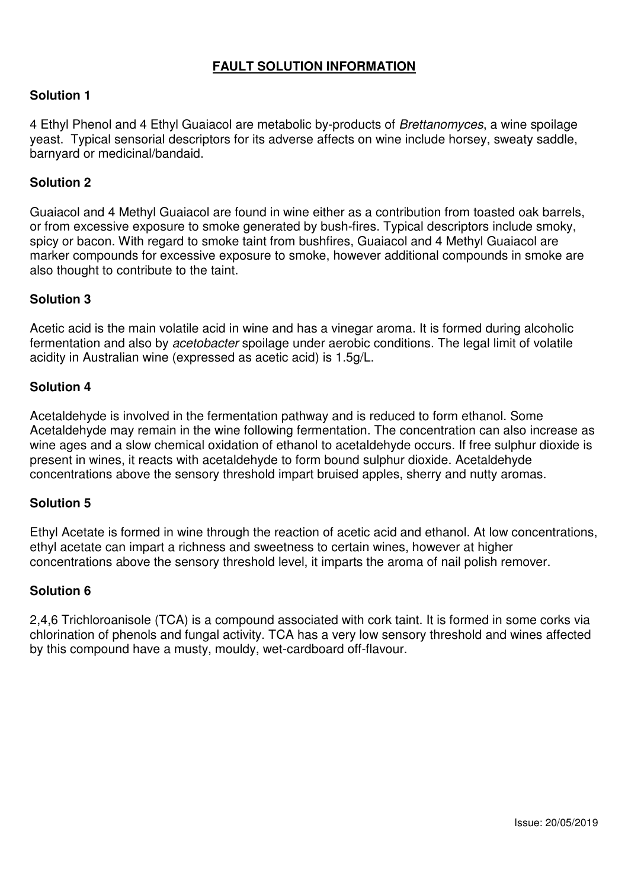# FAULT SOLUTION INFORMATION

## Solution 1

4 Ethyl Phenol and 4 Ethyl Guaiacol are metabolic by-products of *Brettanomyces*, a wine spoilage yeast. Typical sensorial descriptors for its adverse affects on wine include horsey, sweaty saddle, barnyard or medicinal/bandaid.

## Solution 2

Guaiacol and 4 Methyl Guaiacol are found in wine either as a contribution from toasted oak barrels, or from excessive exposure to smoke generated by bush-fires. Typical descriptors include smoky, spicy or bacon. With regard to smoke taint from bushfires, Guaiacol and 4 Methyl Guaiacol are marker compounds for excessive exposure to smoke, however additional compounds in smoke are also thought to contribute to the taint.

## Solution 3

Acetic acid is the main volatile acid in wine and has a vinegar aroma. It is formed during alcoholic fermentation and also by *acetobacter* spoilage under aerobic conditions. The legal limit of volatile acidity in Australian wine (expressed as acetic acid) is 1.5g/L.

## Solution 4

Acetaldehyde is involved in the fermentation pathway and is reduced to form ethanol. Some Acetaldehyde may remain in the wine following fermentation. The concentration can also increase as wine ages and a slow chemical oxidation of ethanol to acetaldehyde occurs. If free sulphur dioxide is present in wines, it reacts with acetaldehyde to form bound sulphur dioxide. Acetaldehyde concentrations above the sensory threshold impart bruised apples, sherry and nutty aromas.

## Solution 5

Ethyl Acetate is formed in wine through the reaction of acetic acid and ethanol. At low concentrations, ethyl acetate can impart a richness and sweetness to certain wines, however at higher concentrations above the sensory threshold level, it imparts the aroma of nail polish remover.

## Solution 6

2,4,6 Trichloroanisole (TCA) is a compound associated with cork taint. It is formed in some corks via chlorination of phenols and fungal activity. TCA has a very low sensory threshold and wines affected by this compound have a musty, mouldy, wet-cardboard off-flavour.

Issue: 20/05/2019